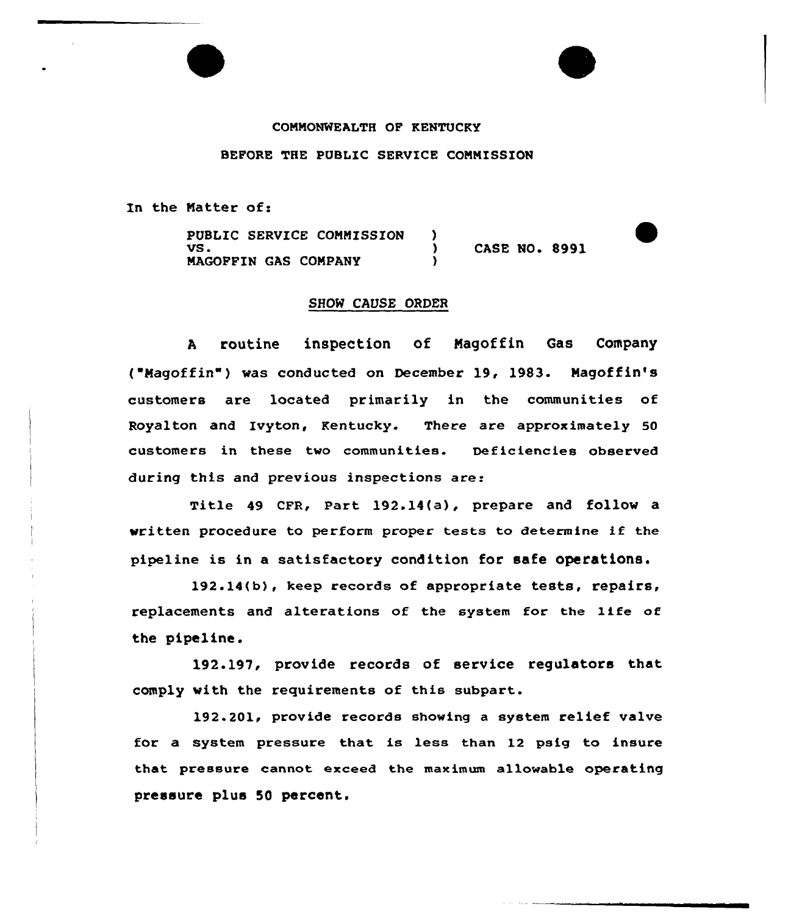COMMONWEALTH OF KENTUCKY

BEFORE THE PUBLIC SERVICE COMMISSION

In the Matter of:

| | | |
|---|---|---|
| PUBLIC SERVICE COMMISSION<br>VS.<br>MAGOFFIN GAS COMPANY | )<br>)<br>) | CASE NO. 8991 |

## SHOW CAUSE ORDER

A routine inspection of Magoffin Gas Company ("Magoffin") was conducted on December 19, 1983. Magoffin's customers are located primarily in the communities of Royalton and Ivyton, Kentucky. There are approximately 50 customers in these two communities. Deficiencies observed during this and previous inspections are:

Title 49 CFR, Part 192.14(a), prepare and follow a written procedure to perform proper tests to determine if the pipeline is in a satisfactory condition for safe operations.

192.14(b), keep records of appropriate tests, repairs, replacements and alterations of the system for the life of the pipeline.

192.197, provide records of service regulators that comply with the requirements of this subpart.

192.201, provide records showing a system relief valve for a system pressure that is less than 12 psig to insure that pressure cannot exceed the maximum allowable operating pressure plus 50 percent.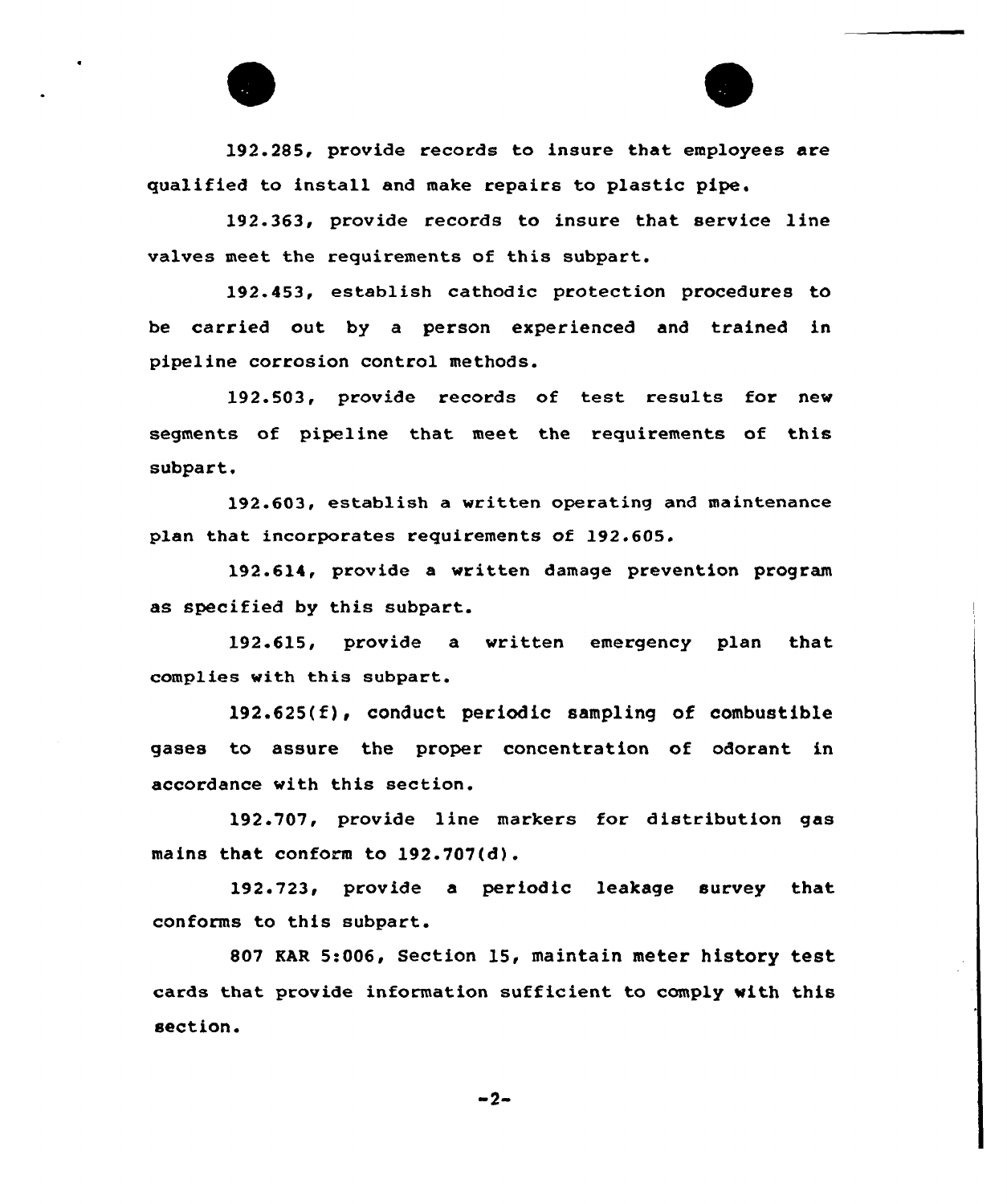192.285, provide records to insure that employees are qualified to install and make repairs to plastic pipe.

192.363, provide records to insure that service line valves meet the requirements of this subpart.

192.453, establish cathodic protection procedures to be carried out by a person experienced and trained in pipeline corrosion control methods.

192.503, provide records of test results for new segments of pipeline that meet the requirements of this subpart.

192.603, establish a written operating and maintenance plan that incorporates requirements of 192.605.

192.614, provide a written damage prevention program as specified by this subpart.

192.615, provide a written emergency plan that complies with this subpart.

192.625(f), conduct periodic sampling of combustible gases to assure the proper concentration of odorant in accordance with this section.

192.707, provide line markers for distribution gas mains that conform to 192.707(d).

192.723, provide a periodic leakage survey that conforms to this subpart.

807 KAR 5:006, Section 15, maintain meter history test cards that provide information sufficient to comply with this section.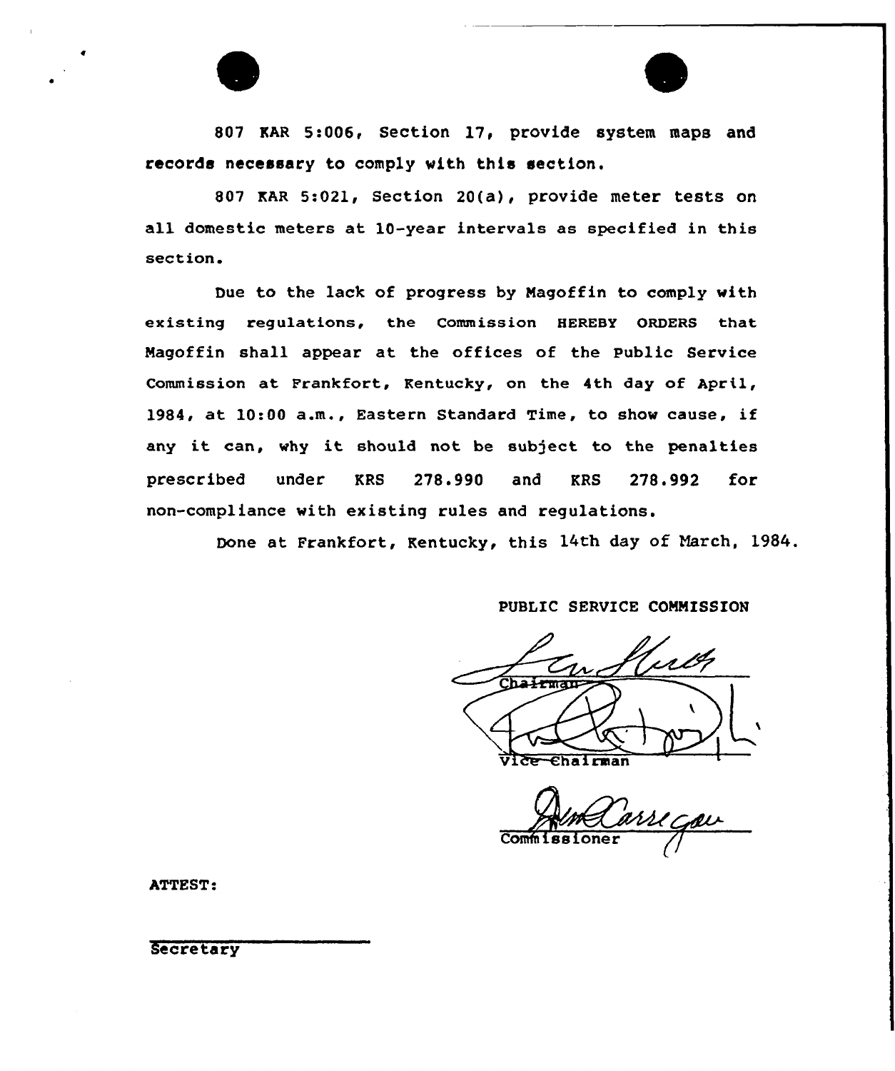807 KAR 5:006, Section 17, provide system maps and records necessary to comply with this section.

807 KAR 5:021, Section 20(a), provide meter tests on all domestic meters at 10-year intervals as specified in this section.

Due to the lack of progress by Magoffin to comply with existing regulations, the Commission HEREBY ORDERS that Magoffin shall appear at the offices of the Public Service Commission at Frankfort, Kentucky, on the 4th day of April, 1984, at 10:00 a.m., Eastern Standard Time, to show cause, if any it can, why it should not be subject to the penalties prescribed under KRS 278.990 and KRS 278.992 for non-compliance with existing rules and regulations.

Done at Frankfort, Kentucky, this 14th day of March, 1984.

PUBLIC SERVICE COMMISSION

Chairman

Vice Chairman

Commissioner

ATTEST:

Secretary